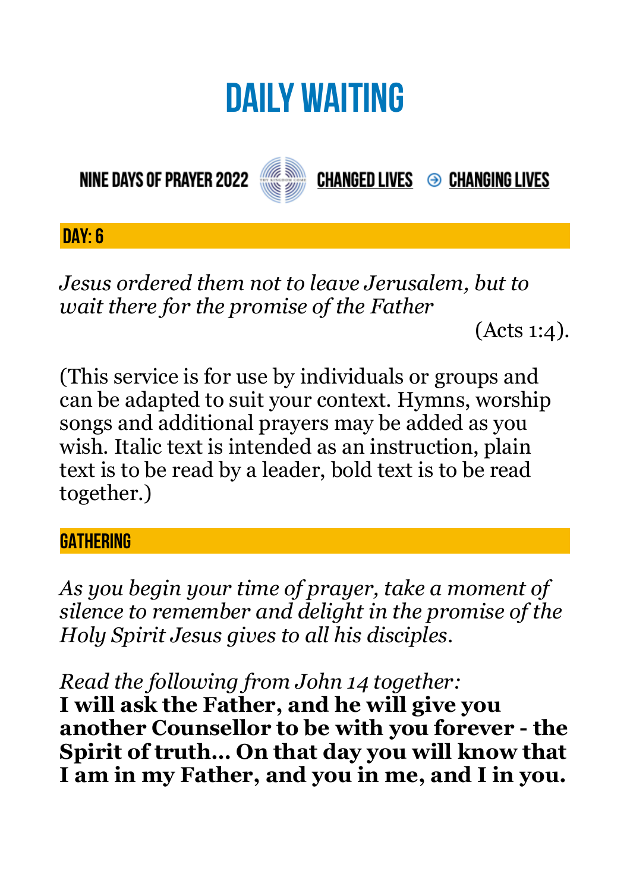# DAILY WAITING

NINE DAYS OF PRAYER 2022 CHANGED LIVES → CHANGING LIVES

## DAY: 6

*Jesus ordered them not to leave Jerusalem, but to wait there for the promise of the Father*

(Acts 1:4).

(This service is for use by individuals or groups and can be adapted to suit your context. Hymns, worship songs and additional prayers may be added as you wish. Italic text is intended as an instruction, plain text is to be read by a leader, bold text is to be read together.)

## GATHERING

*As you begin your time of prayer, take a moment of silence to remember and delight in the promise of the Holy Spirit Jesus gives to all his disciples.*

*Read the following from John 14 together:*
**I will ask the Father, and he will give you another Counsellor to be with you forever - the Spirit of truth... On that day you will know that I am in my Father, and you in me, and I in you.**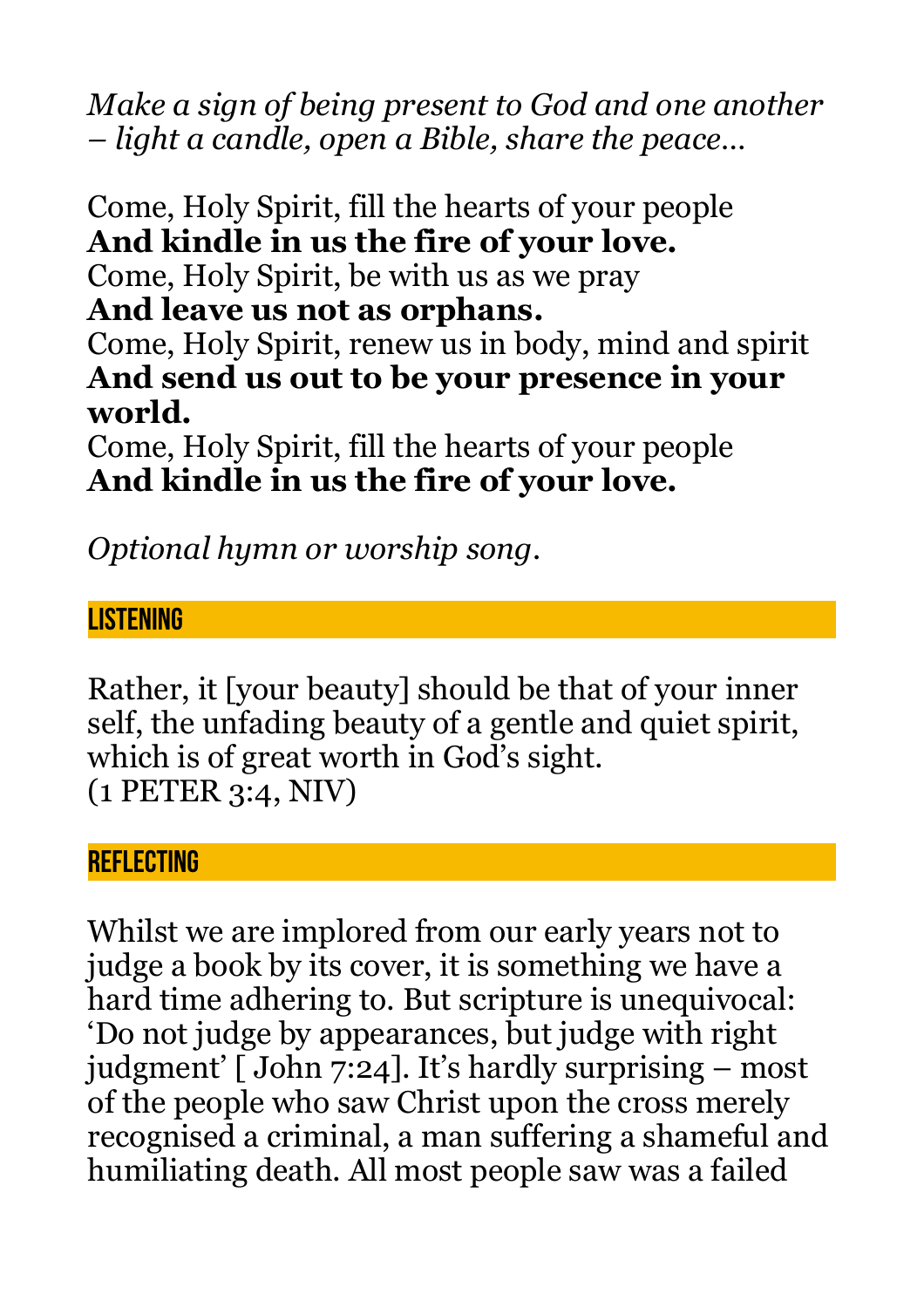*Make a sign of being present to God and one another – light a candle, open a Bible, share the peace…*

Come, Holy Spirit, fill the hearts of your people
**And kindle in us the fire of your love.**
Come, Holy Spirit, be with us as we pray
**And leave us not as orphans.**
Come, Holy Spirit, renew us in body, mind and spirit
**And send us out to be your presence in your world.**
Come, Holy Spirit, fill the hearts of your people
**And kindle in us the fire of your love.**

*Optional hymn or worship song*.

## LISTENING

Rather, it [your beauty] should be that of your inner self, the unfading beauty of a gentle and quiet spirit, which is of great worth in God's sight.
(1 PETER 3:4, NIV)

## REFLECTING

Whilst we are implored from our early years not to judge a book by its cover, it is something we have a hard time adhering to. But scripture is unequivocal: 'Do not judge by appearances, but judge with right judgment' [ John 7:24]. It's hardly surprising – most of the people who saw Christ upon the cross merely recognised a criminal, a man suffering a shameful and humiliating death. All most people saw was a failed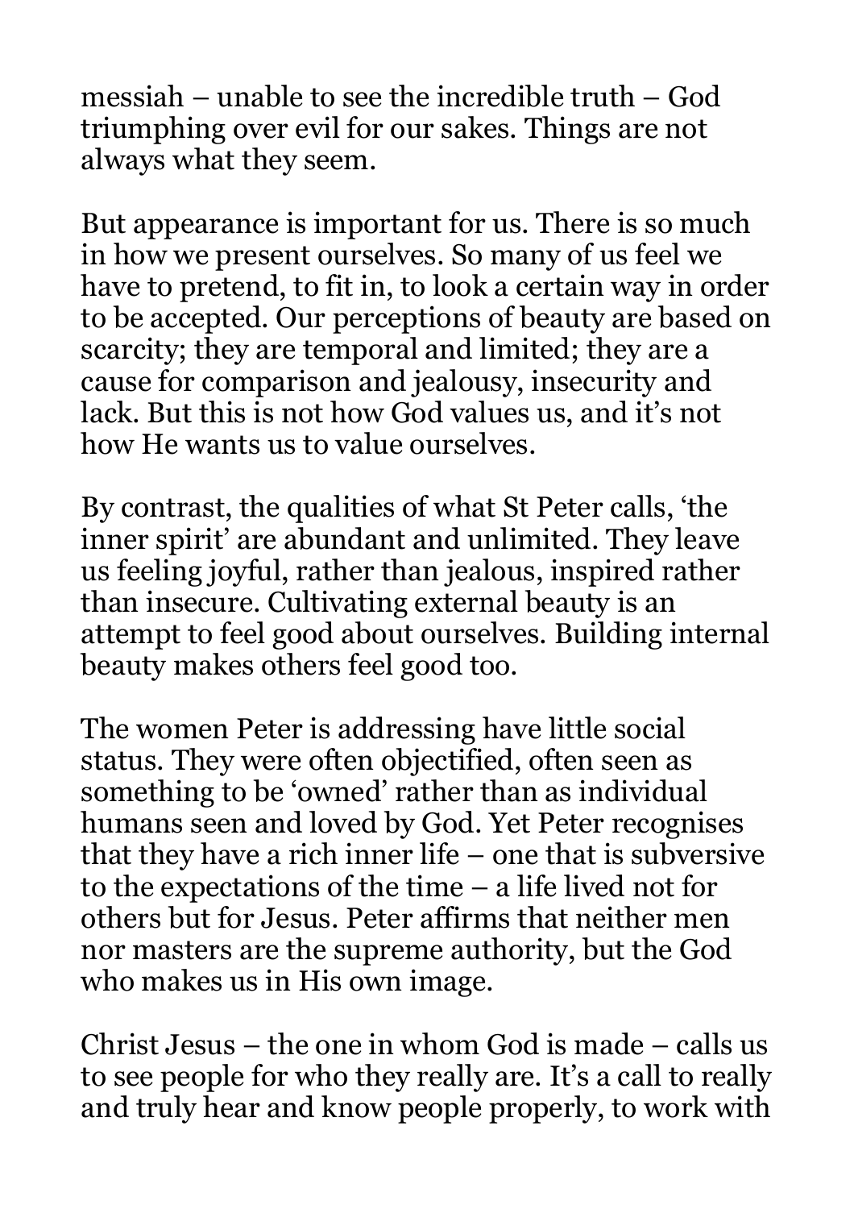messiah – unable to see the incredible truth – God triumphing over evil for our sakes. Things are not always what they seem.

But appearance is important for us. There is so much in how we present ourselves. So many of us feel we have to pretend, to fit in, to look a certain way in order to be accepted. Our perceptions of beauty are based on scarcity; they are temporal and limited; they are a cause for comparison and jealousy, insecurity and lack. But this is not how God values us, and it's not how He wants us to value ourselves.

By contrast, the qualities of what St Peter calls, 'the inner spirit' are abundant and unlimited. They leave us feeling joyful, rather than jealous, inspired rather than insecure. Cultivating external beauty is an attempt to feel good about ourselves. Building internal beauty makes others feel good too.

The women Peter is addressing have little social status. They were often objectified, often seen as something to be 'owned' rather than as individual humans seen and loved by God. Yet Peter recognises that they have a rich inner life – one that is subversive to the expectations of the time – a life lived not for others but for Jesus. Peter affirms that neither men nor masters are the supreme authority, but the God who makes us in His own image.

Christ Jesus – the one in whom God is made – calls us to see people for who they really are. It's a call to really and truly hear and know people properly, to work with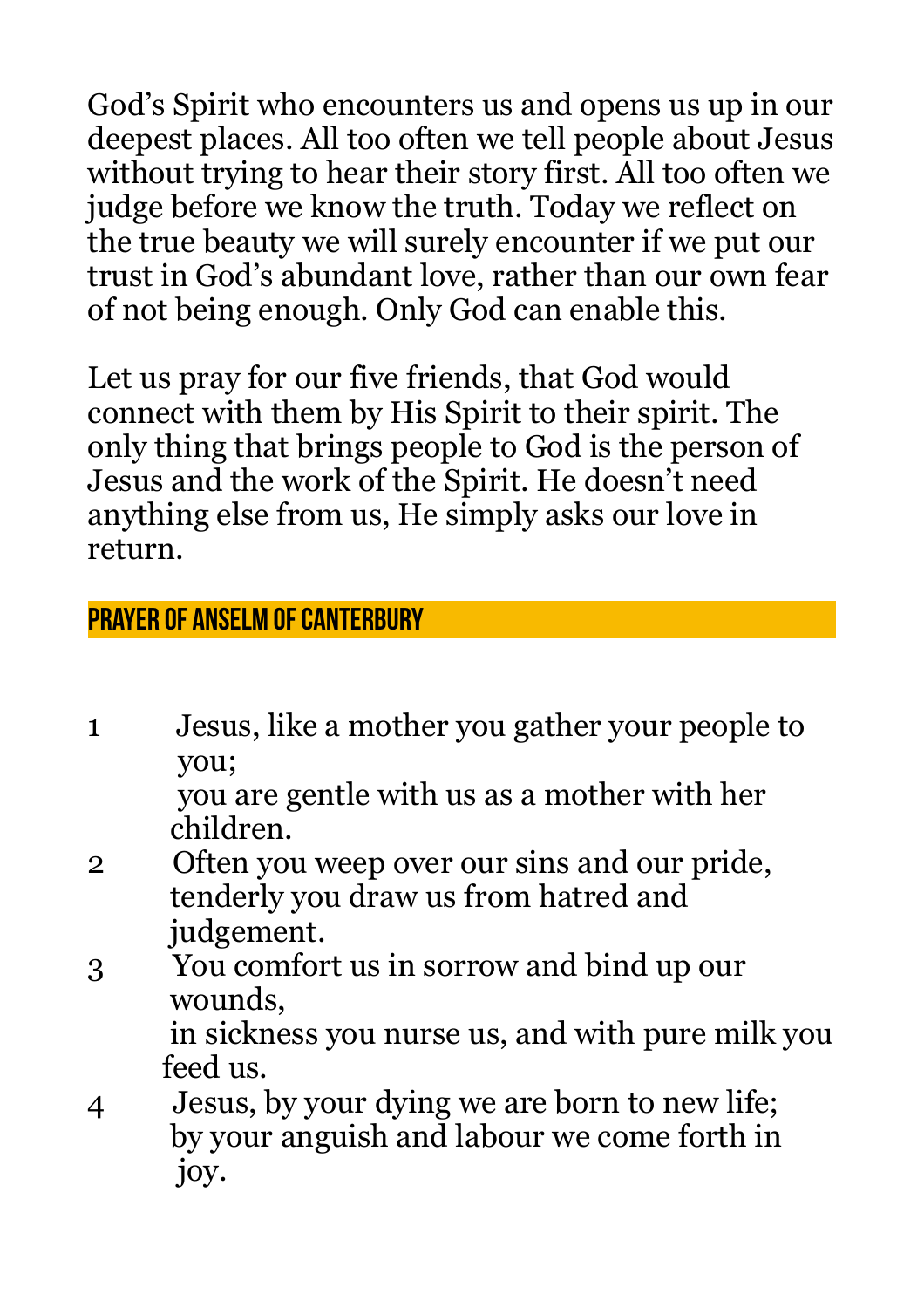God's Spirit who encounters us and opens us up in our deepest places. All too often we tell people about Jesus without trying to hear their story first. All too often we judge before we know the truth. Today we reflect on the true beauty we will surely encounter if we put our trust in God's abundant love, rather than our own fear of not being enough. Only God can enable this.

Let us pray for our five friends, that God would connect with them by His Spirit to their spirit. The only thing that brings people to God is the person of Jesus and the work of the Spirit. He doesn't need anything else from us, He simply asks our love in return.

## PRAYER OF ANSELM OF CANTERBURY

1 Jesus, like a mother you gather your people to you;
you are gentle with us as a mother with her children.

2 Often you weep over our sins and our pride,
tenderly you draw us from hatred and judgement.

3 You comfort us in sorrow and bind up our wounds,
in sickness you nurse us, and with pure milk you feed us.

4 Jesus, by your dying we are born to new life;
by your anguish and labour we come forth in joy.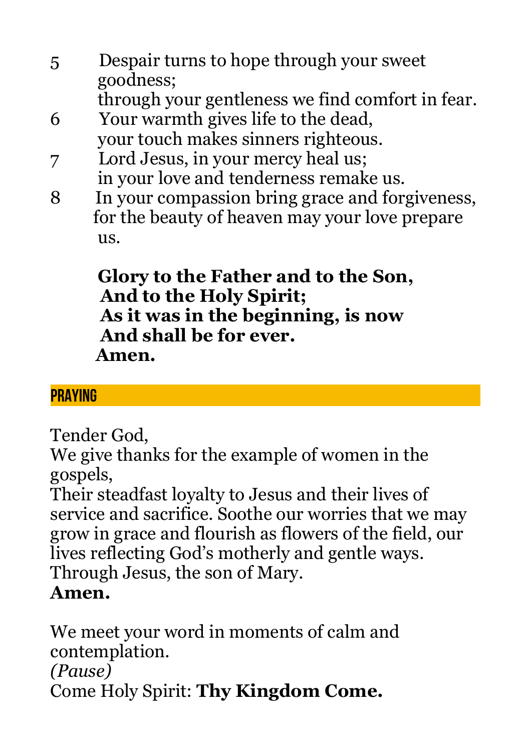5 Despair turns to hope through your sweet goodness;
through your gentleness we find comfort in fear.

6 Your warmth gives life to the dead,
your touch makes sinners righteous.

7 Lord Jesus, in your mercy heal us;
in your love and tenderness remake us.

8 In your compassion bring grace and forgiveness,
for the beauty of heaven may your love prepare us.

**Glory to the Father and to the Son,**
**And to the Holy Spirit;**
**As it was in the beginning, is now**
**And shall be for ever.**
**Amen.**

## PRAYING

Tender God,
We give thanks for the example of women in the gospels,
Their steadfast loyalty to Jesus and their lives of service and sacrifice. Soothe our worries that we may grow in grace and flourish as flowers of the field, our lives reflecting God's motherly and gentle ways.
Through Jesus, the son of Mary.
**Amen.**

We meet your word in moments of calm and contemplation.
*(Pause)*
Come Holy Spirit: **Thy Kingdom Come.**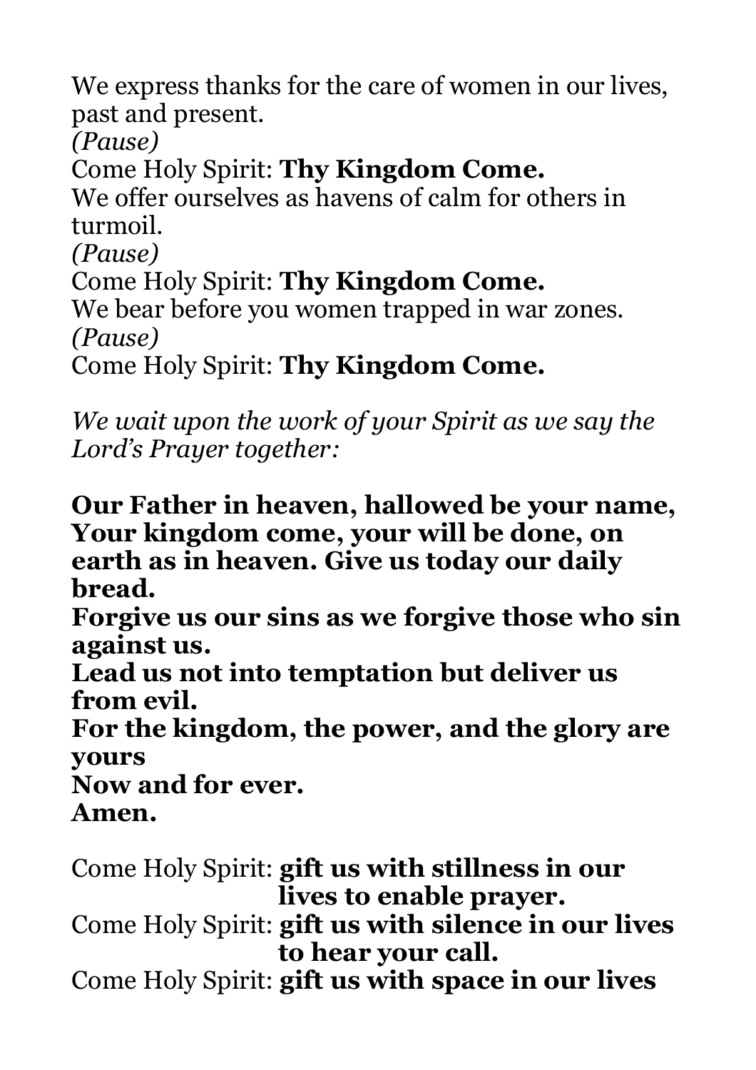We express thanks for the care of women in our lives, past and present.
*(Pause)*
Come Holy Spirit: **Thy Kingdom Come.**
We offer ourselves as havens of calm for others in turmoil.
*(Pause)*
Come Holy Spirit: **Thy Kingdom Come.**
We bear before you women trapped in war zones.
*(Pause)*
Come Holy Spirit: **Thy Kingdom Come.**

*We wait upon the work of your Spirit as we say the Lord's Prayer together:*

**Our Father in heaven, hallowed be your name, Your kingdom come, your will be done, on earth as in heaven. Give us today our daily bread.**
**Forgive us our sins as we forgive those who sin against us.**
**Lead us not into temptation but deliver us from evil.**
**For the kingdom, the power, and the glory are yours**
**Now and for ever.**
**Amen.**

Come Holy Spirit: **gift us with stillness in our lives to enable prayer.**
Come Holy Spirit: **gift us with silence in our lives to hear your call.**
Come Holy Spirit: **gift us with space in our lives**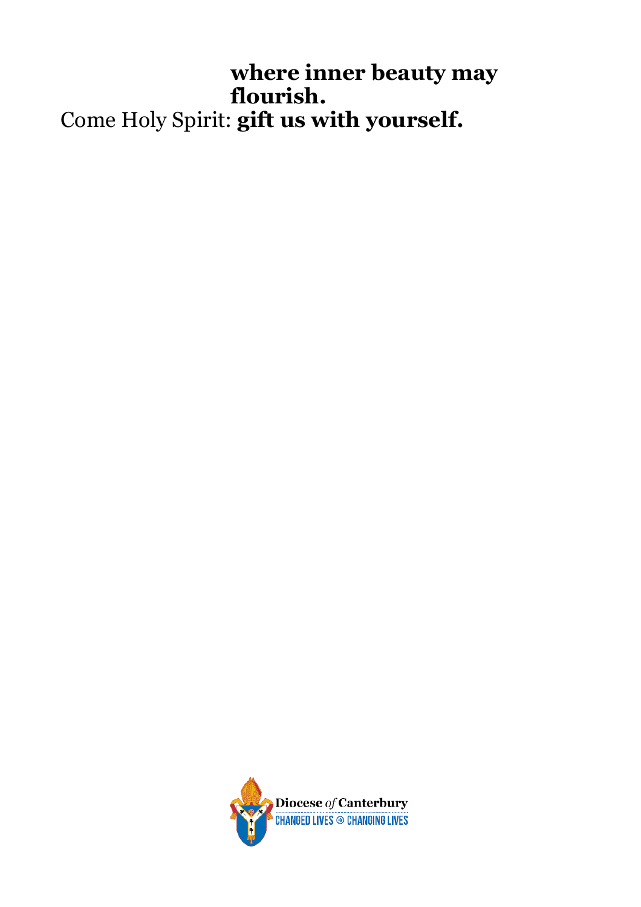**where inner beauty may flourish.**

Come Holy Spirit: **gift us with yourself.**

Diocese *of* Canterbury

CHANGED LIVES ⊕ CHANGING LIVES